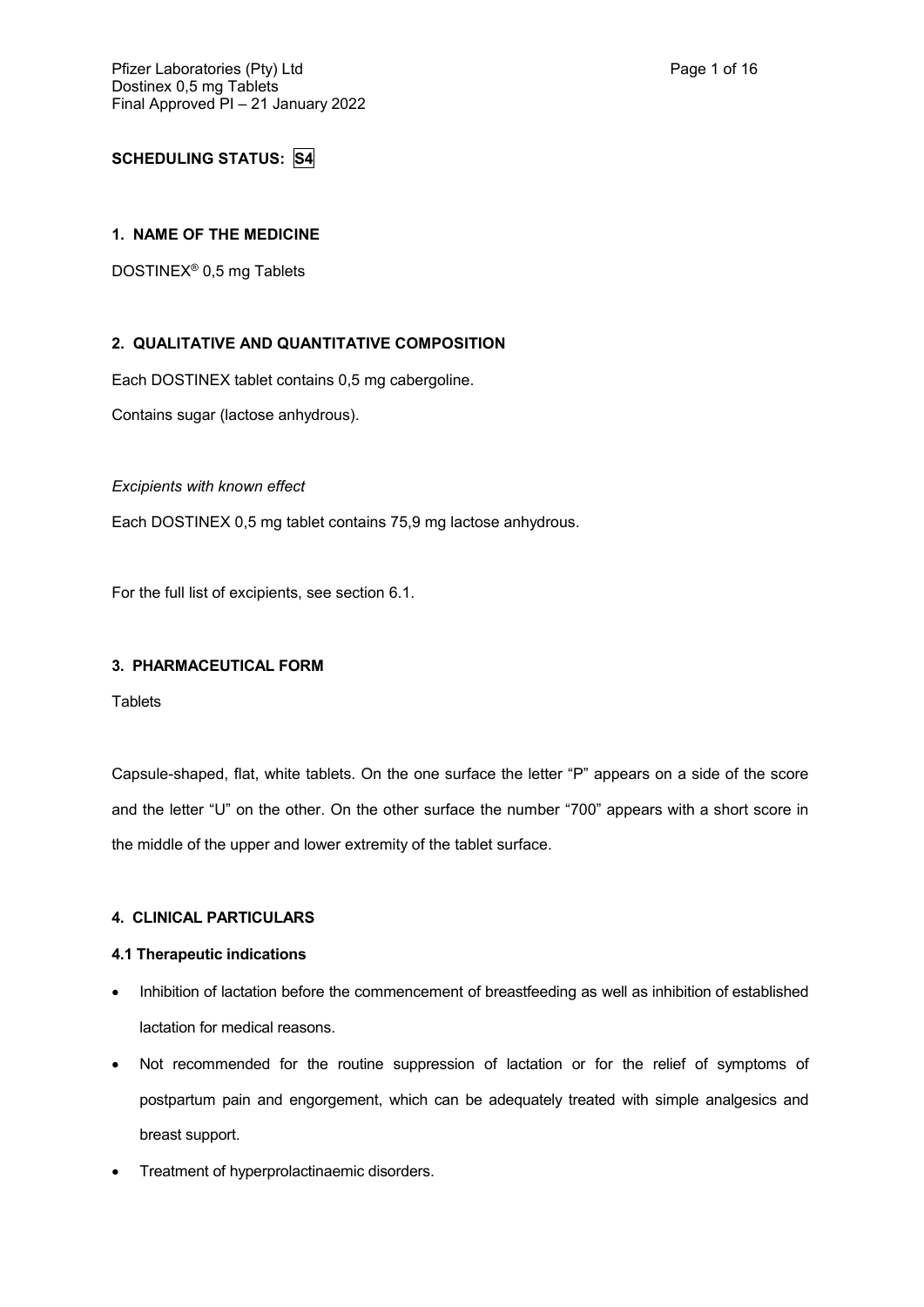**SCHEDULING STATUS: S4**

## 1. NAME OF THE MEDICINE

DOSTINEX® 0,5 mg Tablets

## 2. QUALITATIVE AND QUANTITATIVE COMPOSITION

Each DOSTINEX tablet contains 0,5 mg cabergoline.

Contains sugar (lactose anhydrous).

*Excipients with known effect*

Each DOSTINEX 0,5 mg tablet contains 75,9 mg lactose anhydrous.

For the full list of excipients, see section 6.1.

## 3. PHARMACEUTICAL FORM

Tablets

Capsule-shaped, flat, white tablets. On the one surface the letter "P" appears on a side of the score and the letter "U" on the other. On the other surface the number "700" appears with a short score in the middle of the upper and lower extremity of the tablet surface.

## 4. CLINICAL PARTICULARS

### 4.1 Therapeutic indications

- Inhibition of lactation before the commencement of breastfeeding as well as inhibition of established lactation for medical reasons.
- Not recommended for the routine suppression of lactation or for the relief of symptoms of postpartum pain and engorgement, which can be adequately treated with simple analgesics and breast support.
- Treatment of hyperprolactinaemic disorders.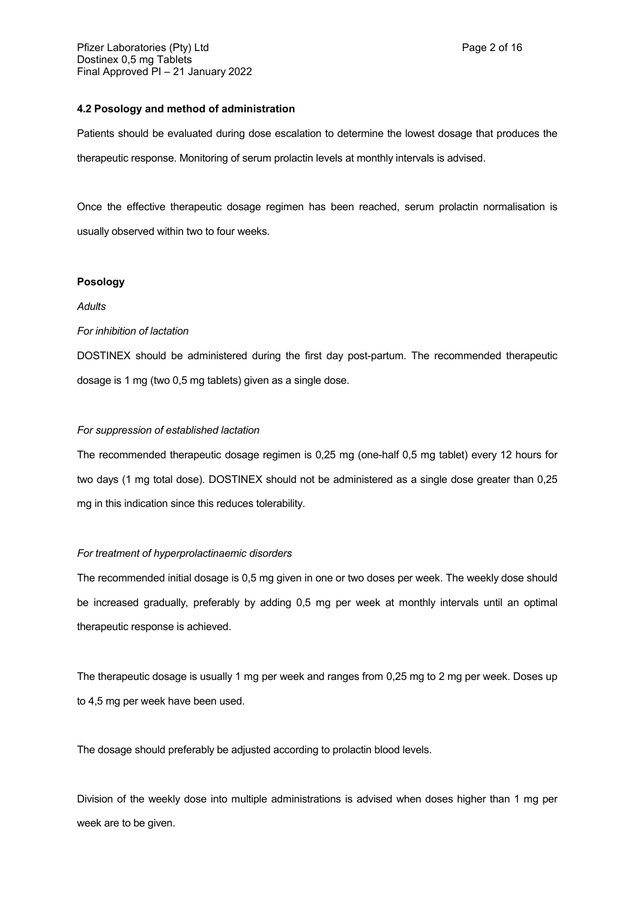### 4.2 Posology and method of administration

Patients should be evaluated during dose escalation to determine the lowest dosage that produces the therapeutic response. Monitoring of serum prolactin levels at monthly intervals is advised.

Once the effective therapeutic dosage regimen has been reached, serum prolactin normalisation is usually observed within two to four weeks.

**Posology**

*Adults*

*For inhibition of lactation*

DOSTINEX should be administered during the first day post-partum. The recommended therapeutic dosage is 1 mg (two 0,5 mg tablets) given as a single dose.

*For suppression of established lactation*

The recommended therapeutic dosage regimen is 0,25 mg (one-half 0,5 mg tablet) every 12 hours for two days (1 mg total dose). DOSTINEX should not be administered as a single dose greater than 0,25 mg in this indication since this reduces tolerability.

*For treatment of hyperprolactinaemic disorders*

The recommended initial dosage is 0,5 mg given in one or two doses per week. The weekly dose should be increased gradually, preferably by adding 0,5 mg per week at monthly intervals until an optimal therapeutic response is achieved.

The therapeutic dosage is usually 1 mg per week and ranges from 0,25 mg to 2 mg per week. Doses up to 4,5 mg per week have been used.

The dosage should preferably be adjusted according to prolactin blood levels.

Division of the weekly dose into multiple administrations is advised when doses higher than 1 mg per week are to be given.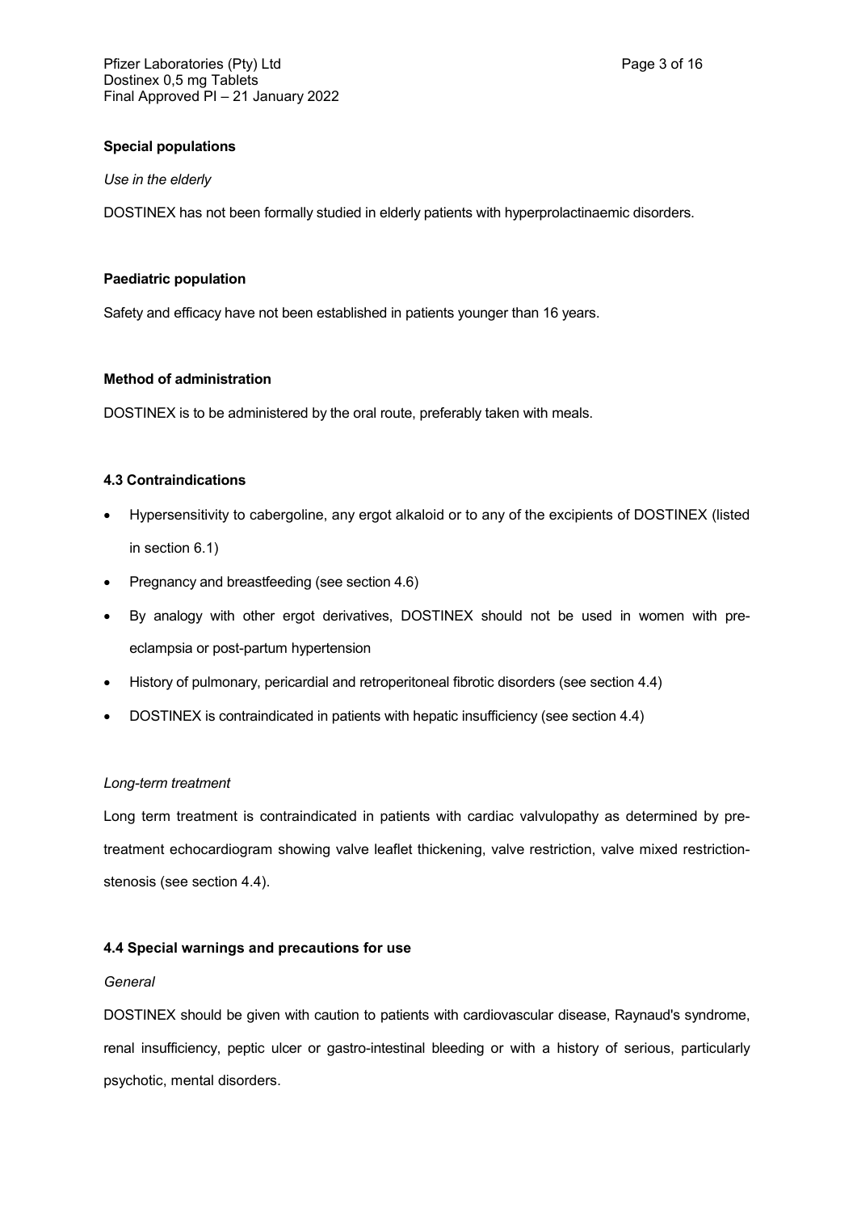**Special populations**

*Use in the elderly*

DOSTINEX has not been formally studied in elderly patients with hyperprolactinaemic disorders.

**Paediatric population**

Safety and efficacy have not been established in patients younger than 16 years.

**Method of administration**

DOSTINEX is to be administered by the oral route, preferably taken with meals.

**4.3 Contraindications**

- Hypersensitivity to cabergoline, any ergot alkaloid or to any of the excipients of DOSTINEX (listed in section 6.1)
- Pregnancy and breastfeeding (see section 4.6)
- By analogy with other ergot derivatives, DOSTINEX should not be used in women with pre-eclampsia or post-partum hypertension
- History of pulmonary, pericardial and retroperitoneal fibrotic disorders (see section 4.4)
- DOSTINEX is contraindicated in patients with hepatic insufficiency (see section 4.4)

*Long-term treatment*

Long term treatment is contraindicated in patients with cardiac valvulopathy as determined by pre-treatment echocardiogram showing valve leaflet thickening, valve restriction, valve mixed restriction-stenosis (see section 4.4).

**4.4 Special warnings and precautions for use**

*General*

DOSTINEX should be given with caution to patients with cardiovascular disease, Raynaud's syndrome, renal insufficiency, peptic ulcer or gastro-intestinal bleeding or with a history of serious, particularly psychotic, mental disorders.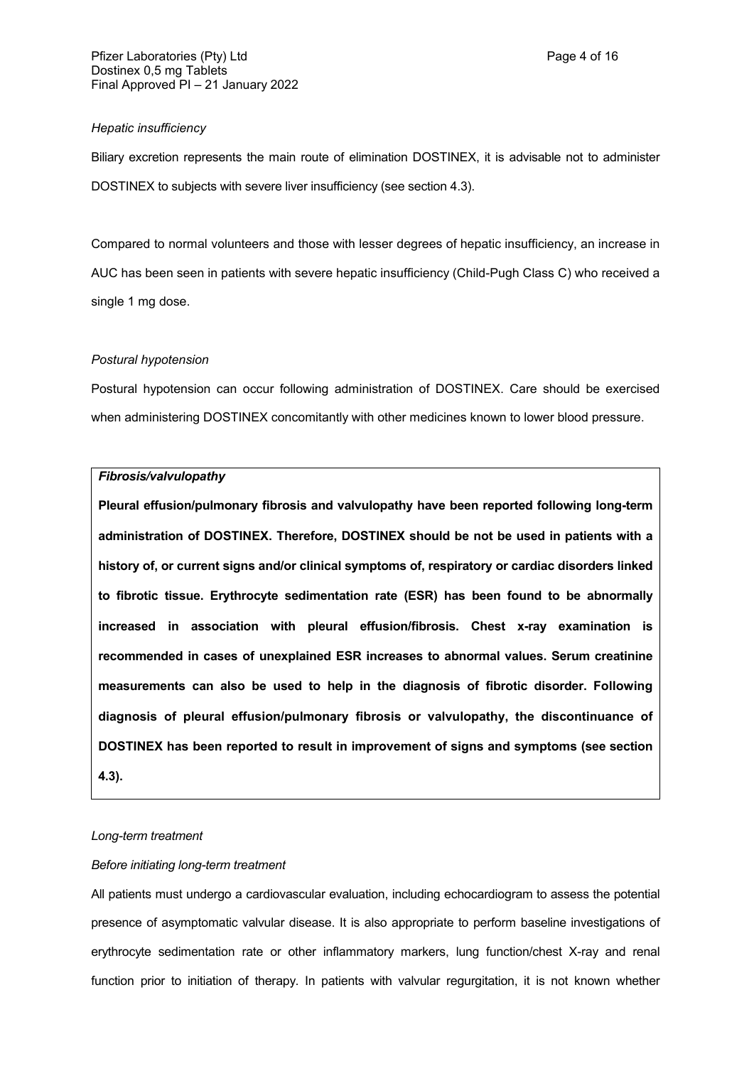*Hepatic insufficiency*

Biliary excretion represents the main route of elimination DOSTINEX, it is advisable not to administer DOSTINEX to subjects with severe liver insufficiency (see section 4.3).

Compared to normal volunteers and those with lesser degrees of hepatic insufficiency, an increase in AUC has been seen in patients with severe hepatic insufficiency (Child-Pugh Class C) who received a single 1 mg dose.

*Postural hypotension*

Postural hypotension can occur following administration of DOSTINEX. Care should be exercised when administering DOSTINEX concomitantly with other medicines known to lower blood pressure.

***Fibrosis/valvulopathy***

**Pleural effusion/pulmonary fibrosis and valvulopathy have been reported following long-term administration of DOSTINEX. Therefore, DOSTINEX should be not be used in patients with a history of, or current signs and/or clinical symptoms of, respiratory or cardiac disorders linked to fibrotic tissue. Erythrocyte sedimentation rate (ESR) has been found to be abnormally increased in association with pleural effusion/fibrosis. Chest x-ray examination is recommended in cases of unexplained ESR increases to abnormal values. Serum creatinine measurements can also be used to help in the diagnosis of fibrotic disorder. Following diagnosis of pleural effusion/pulmonary fibrosis or valvulopathy, the discontinuance of DOSTINEX has been reported to result in improvement of signs and symptoms (see section 4.3).**

*Long-term treatment*

*Before initiating long-term treatment*

All patients must undergo a cardiovascular evaluation, including echocardiogram to assess the potential presence of asymptomatic valvular disease. It is also appropriate to perform baseline investigations of erythrocyte sedimentation rate or other inflammatory markers, lung function/chest X-ray and renal function prior to initiation of therapy. In patients with valvular regurgitation, it is not known whether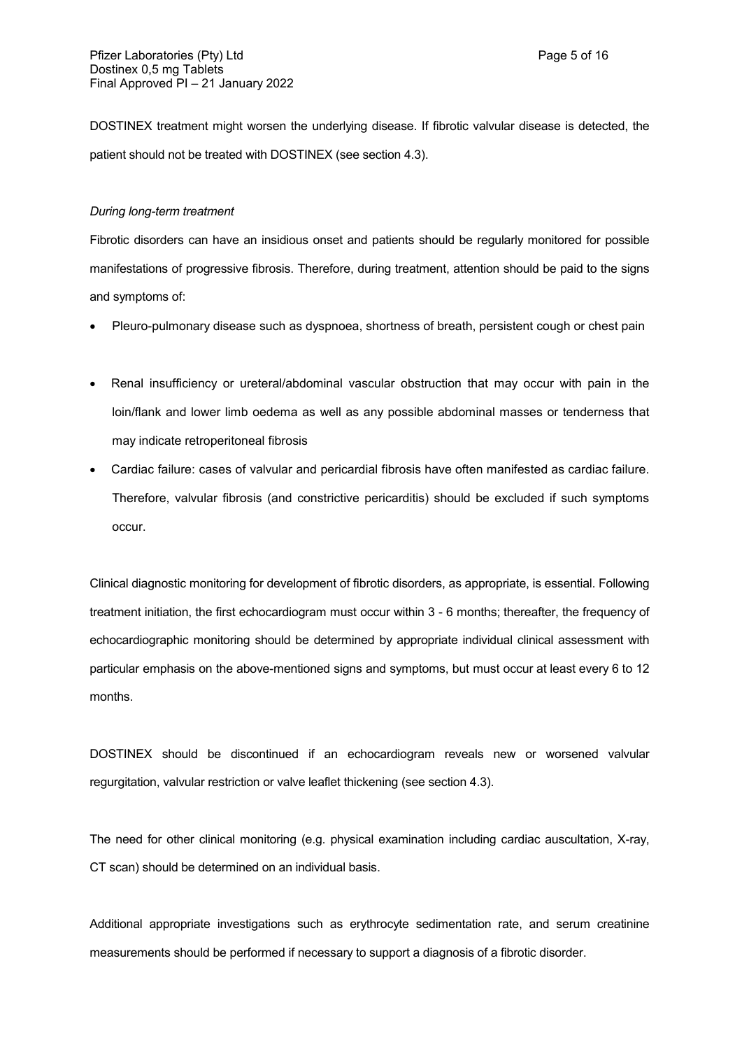DOSTINEX treatment might worsen the underlying disease. If fibrotic valvular disease is detected, the patient should not be treated with DOSTINEX (see section 4.3).

*During long-term treatment*

Fibrotic disorders can have an insidious onset and patients should be regularly monitored for possible manifestations of progressive fibrosis. Therefore, during treatment, attention should be paid to the signs and symptoms of:

- Pleuro-pulmonary disease such as dyspnoea, shortness of breath, persistent cough or chest pain
- Renal insufficiency or ureteral/abdominal vascular obstruction that may occur with pain in the loin/flank and lower limb oedema as well as any possible abdominal masses or tenderness that may indicate retroperitoneal fibrosis
- Cardiac failure: cases of valvular and pericardial fibrosis have often manifested as cardiac failure. Therefore, valvular fibrosis (and constrictive pericarditis) should be excluded if such symptoms occur.

Clinical diagnostic monitoring for development of fibrotic disorders, as appropriate, is essential. Following treatment initiation, the first echocardiogram must occur within 3 - 6 months; thereafter, the frequency of echocardiographic monitoring should be determined by appropriate individual clinical assessment with particular emphasis on the above-mentioned signs and symptoms, but must occur at least every 6 to 12 months.

DOSTINEX should be discontinued if an echocardiogram reveals new or worsened valvular regurgitation, valvular restriction or valve leaflet thickening (see section 4.3).

The need for other clinical monitoring (e.g. physical examination including cardiac auscultation, X-ray, CT scan) should be determined on an individual basis.

Additional appropriate investigations such as erythrocyte sedimentation rate, and serum creatinine measurements should be performed if necessary to support a diagnosis of a fibrotic disorder.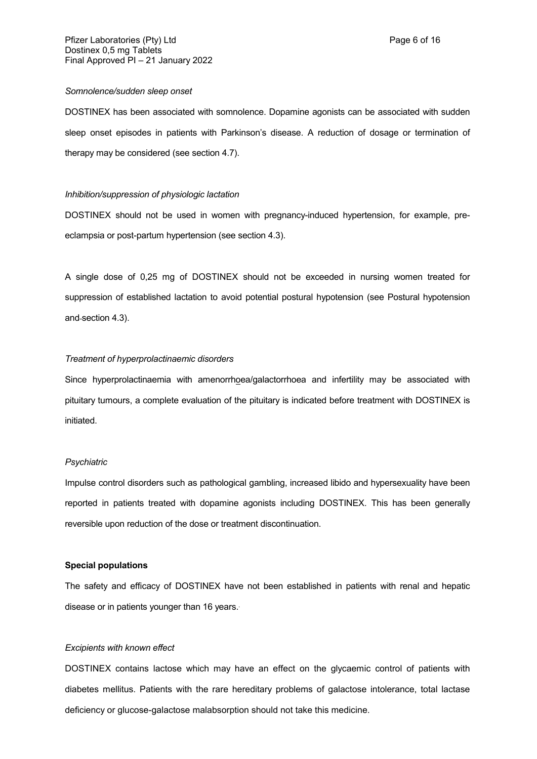*Somnolence/sudden sleep onset*

DOSTINEX has been associated with somnolence. Dopamine agonists can be associated with sudden sleep onset episodes in patients with Parkinson's disease. A reduction of dosage or termination of therapy may be considered (see section 4.7).

*Inhibition/suppression of physiologic lactation*

DOSTINEX should not be used in women with pregnancy-induced hypertension, for example, pre-eclampsia or post-partum hypertension (see section 4.3).

A single dose of 0,25 mg of DOSTINEX should not be exceeded in nursing women treated for suppression of established lactation to avoid potential postural hypotension (see Postural hypotension and section 4.3).

*Treatment of hyperprolactinaemic disorders*

Since hyperprolactinaemia with amenorrhoea/galactorrhoea and infertility may be associated with pituitary tumours, a complete evaluation of the pituitary is indicated before treatment with DOSTINEX is initiated.

*Psychiatric*

Impulse control disorders such as pathological gambling, increased libido and hypersexuality have been reported in patients treated with dopamine agonists including DOSTINEX. This has been generally reversible upon reduction of the dose or treatment discontinuation.

**Special populations**

The safety and efficacy of DOSTINEX have not been established in patients with renal and hepatic disease or in patients younger than 16 years.

*Excipients with known effect*

DOSTINEX contains lactose which may have an effect on the glycaemic control of patients with diabetes mellitus. Patients with the rare hereditary problems of galactose intolerance, total lactase deficiency or glucose-galactose malabsorption should not take this medicine.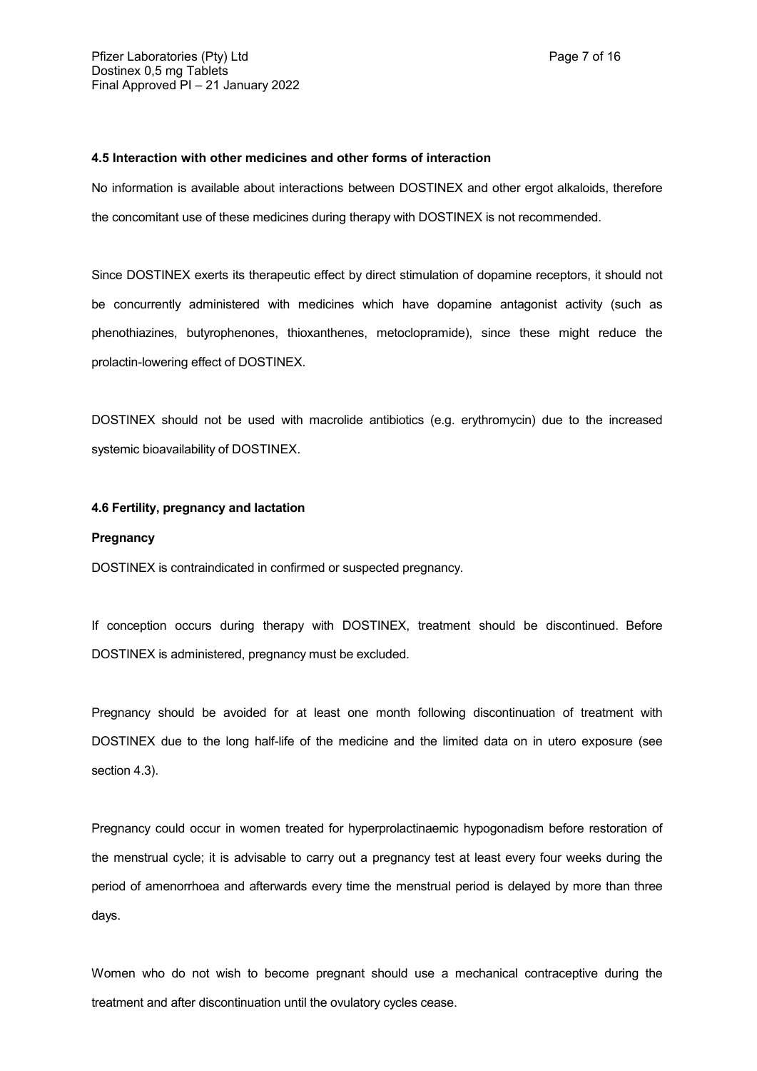**4.5 Interaction with other medicines and other forms of interaction**

No information is available about interactions between DOSTINEX and other ergot alkaloids, therefore the concomitant use of these medicines during therapy with DOSTINEX is not recommended.

Since DOSTINEX exerts its therapeutic effect by direct stimulation of dopamine receptors, it should not be concurrently administered with medicines which have dopamine antagonist activity (such as phenothiazines, butyrophenones, thioxanthenes, metoclopramide), since these might reduce the prolactin-lowering effect of DOSTINEX.

DOSTINEX should not be used with macrolide antibiotics (e.g. erythromycin) due to the increased systemic bioavailability of DOSTINEX.

**4.6 Fertility, pregnancy and lactation**

**Pregnancy**

DOSTINEX is contraindicated in confirmed or suspected pregnancy.

If conception occurs during therapy with DOSTINEX, treatment should be discontinued. Before DOSTINEX is administered, pregnancy must be excluded.

Pregnancy should be avoided for at least one month following discontinuation of treatment with DOSTINEX due to the long half-life of the medicine and the limited data on in utero exposure (see section 4.3).

Pregnancy could occur in women treated for hyperprolactinaemic hypogonadism before restoration of the menstrual cycle; it is advisable to carry out a pregnancy test at least every four weeks during the period of amenorrhoea and afterwards every time the menstrual period is delayed by more than three days.

Women who do not wish to become pregnant should use a mechanical contraceptive during the treatment and after discontinuation until the ovulatory cycles cease.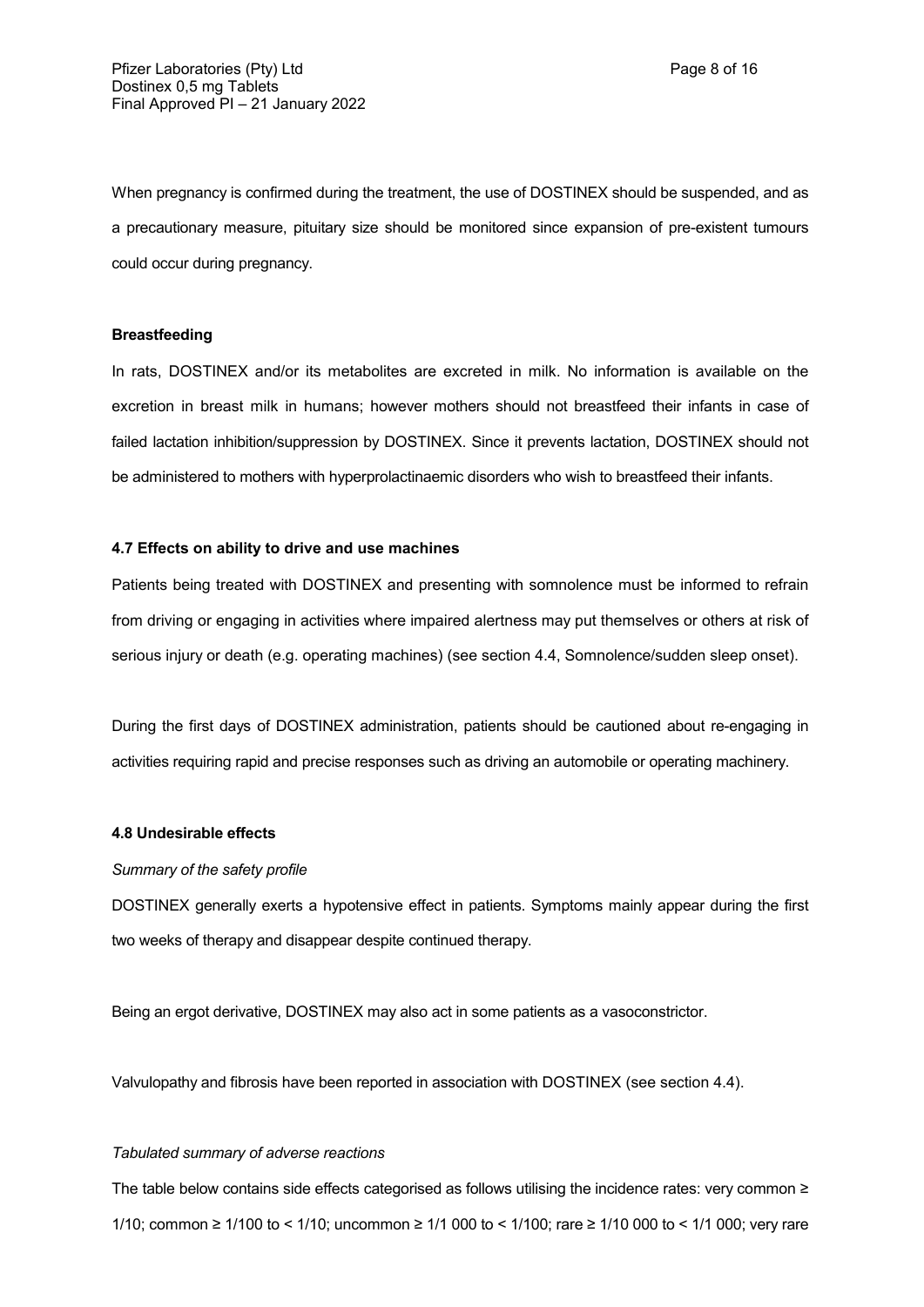When pregnancy is confirmed during the treatment, the use of DOSTINEX should be suspended, and as a precautionary measure, pituitary size should be monitored since expansion of pre-existent tumours could occur during pregnancy.

**Breastfeeding**

In rats, DOSTINEX and/or its metabolites are excreted in milk. No information is available on the excretion in breast milk in humans; however mothers should not breastfeed their infants in case of failed lactation inhibition/suppression by DOSTINEX. Since it prevents lactation, DOSTINEX should not be administered to mothers with hyperprolactinaemic disorders who wish to breastfeed their infants.

#### 4.7 Effects on ability to drive and use machines

Patients being treated with DOSTINEX and presenting with somnolence must be informed to refrain from driving or engaging in activities where impaired alertness may put themselves or others at risk of serious injury or death (e.g. operating machines) (see section 4.4, Somnolence/sudden sleep onset).

During the first days of DOSTINEX administration, patients should be cautioned about re-engaging in activities requiring rapid and precise responses such as driving an automobile or operating machinery.

#### 4.8 Undesirable effects

*Summary of the safety profile*

DOSTINEX generally exerts a hypotensive effect in patients. Symptoms mainly appear during the first two weeks of therapy and disappear despite continued therapy.

Being an ergot derivative, DOSTINEX may also act in some patients as a vasoconstrictor.

Valvulopathy and fibrosis have been reported in association with DOSTINEX (see section 4.4).

*Tabulated summary of adverse reactions*

The table below contains side effects categorised as follows utilising the incidence rates: very common ≥ 1/10; common ≥ 1/100 to < 1/10; uncommon ≥ 1/1 000 to < 1/100; rare ≥ 1/10 000 to < 1/1 000; very rare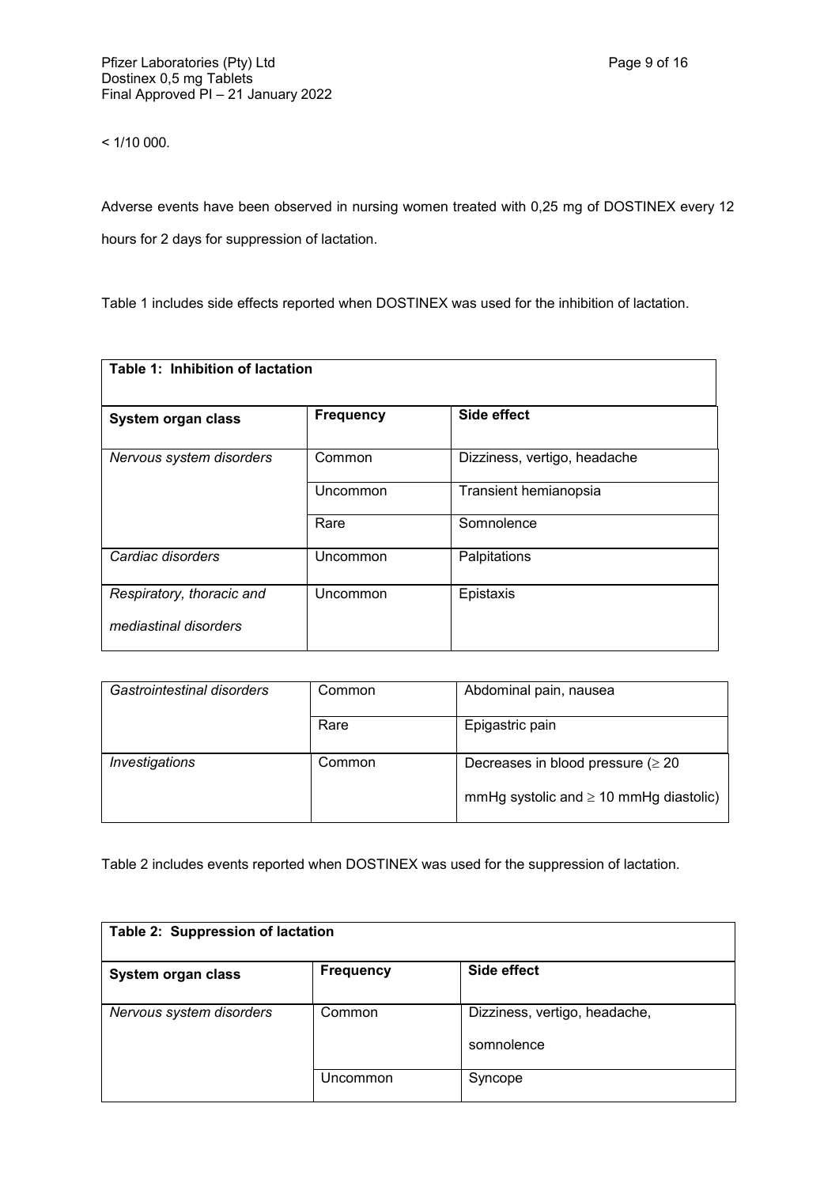< 1/10 000.

Adverse events have been observed in nursing women treated with 0,25 mg of DOSTINEX every 12 hours for 2 days for suppression of lactation.

Table 1 includes side effects reported when DOSTINEX was used for the inhibition of lactation.

**Table 1: Inhibition of lactation**

| System organ class | Frequency | Side effect |
|---|---|---|
| *Nervous system disorders* | Common | Dizziness, vertigo, headache |
| | Uncommon | Transient hemianopsia |
| | Rare | Somnolence |
| *Cardiac disorders* | Uncommon | Palpitations |
| *Respiratory, thoracic and mediastinal disorders* | Uncommon | Epistaxis |
| *Gastrointestinal disorders* | Common | Abdominal pain, nausea |
| | Rare | Epigastric pain |
| *Investigations* | Common | Decreases in blood pressure (≥ 20 mmHg systolic and ≥ 10 mmHg diastolic) |

Table 2 includes events reported when DOSTINEX was used for the suppression of lactation.

**Table 2: Suppression of lactation**

| System organ class | Frequency | Side effect |
|---|---|---|
| *Nervous system disorders* | Common | Dizziness, vertigo, headache, somnolence |
| | Uncommon | Syncope |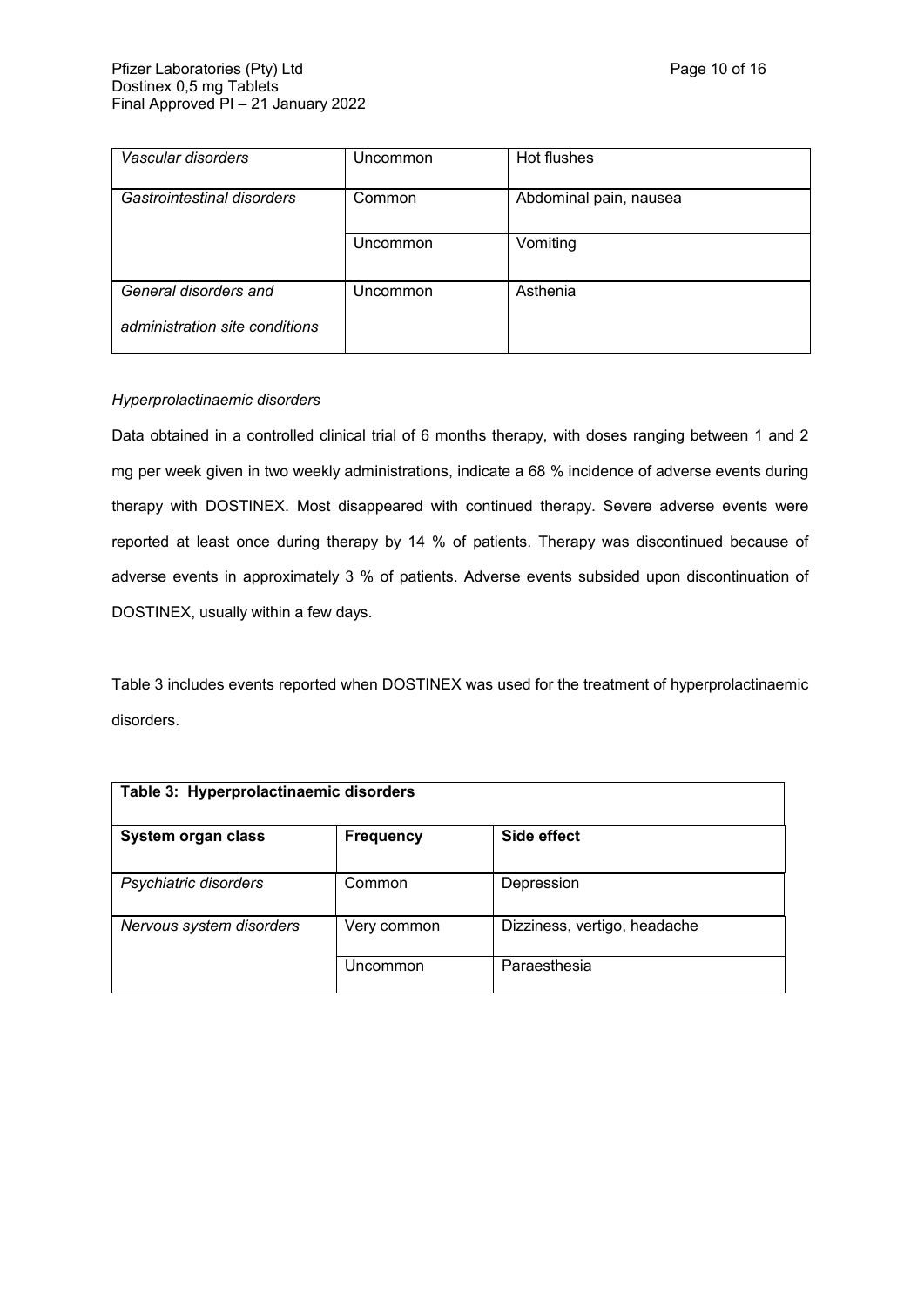| | | |
|---|---|---|
| *Vascular disorders* | Uncommon | Hot flushes |
| *Gastrointestinal disorders* | Common | Abdominal pain, nausea |
| | Uncommon | Vomiting |
| *General disorders and administration site conditions* | Uncommon | Asthenia |

*Hyperprolactinaemic disorders*

Data obtained in a controlled clinical trial of 6 months therapy, with doses ranging between 1 and 2 mg per week given in two weekly administrations, indicate a 68 % incidence of adverse events during therapy with DOSTINEX. Most disappeared with continued therapy. Severe adverse events were reported at least once during therapy by 14 % of patients. Therapy was discontinued because of adverse events in approximately 3 % of patients. Adverse events subsided upon discontinuation of DOSTINEX, usually within a few days.

Table 3 includes events reported when DOSTINEX was used for the treatment of hyperprolactinaemic disorders.

| **Table 3: Hyperprolactinaemic disorders** | | |
|---|---|---|
| **System organ class** | **Frequency** | **Side effect** |
| *Psychiatric disorders* | Common | Depression |
| *Nervous system disorders* | Very common | Dizziness, vertigo, headache |
| | Uncommon | Paraesthesia |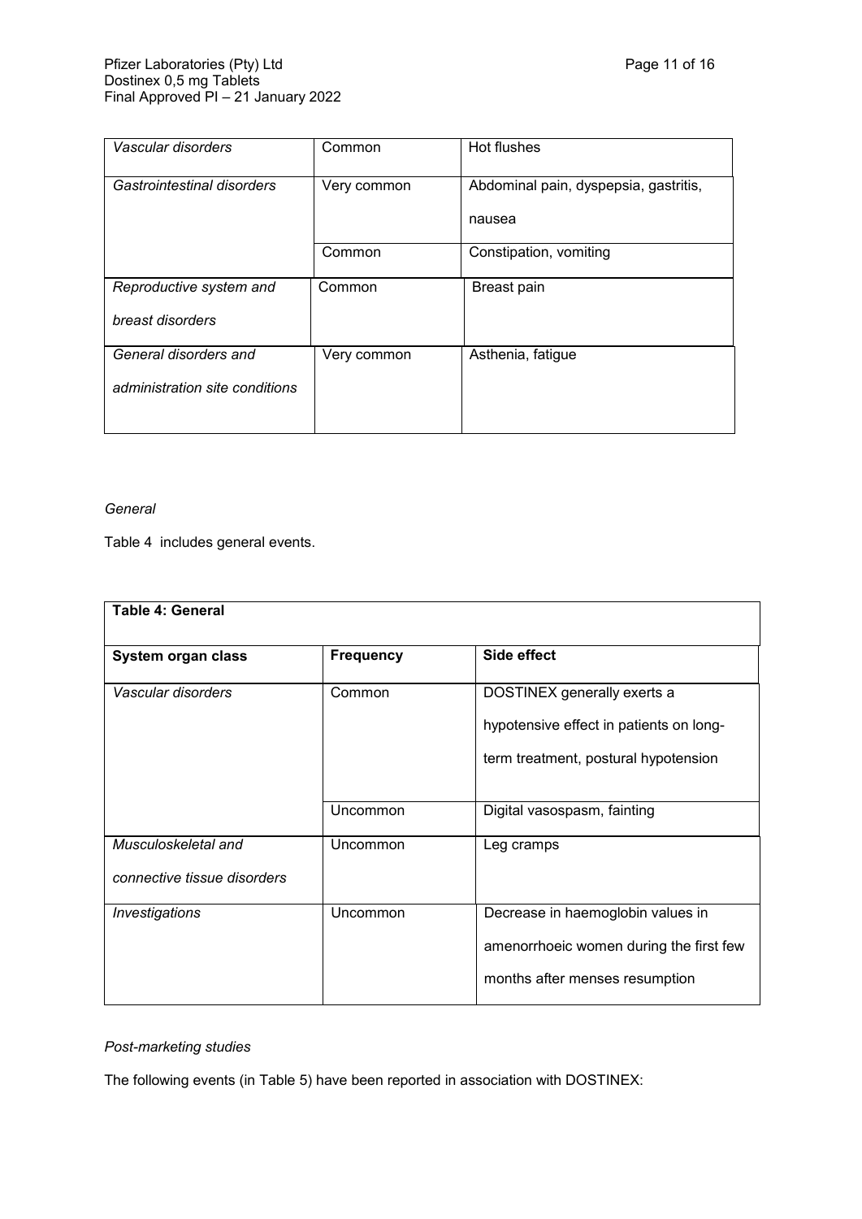| | | |
|---|---|---|
| *Vascular disorders* | Common | Hot flushes |
| *Gastrointestinal disorders* | Very common | Abdominal pain, dyspepsia, gastritis, nausea |
| | Common | Constipation, vomiting |
| *Reproductive system and breast disorders* | Common | Breast pain |
| *General disorders and administration site conditions* | Very common | Asthenia, fatigue |

*General*

Table 4 includes general events.

| **Table 4: General** | | |
|---|---|---|
| **System organ class** | **Frequency** | **Side effect** |
| *Vascular disorders* | Common | DOSTINEX generally exerts a hypotensive effect in patients on long-term treatment, postural hypotension |
| | Uncommon | Digital vasospasm, fainting |
| *Musculoskeletal and connective tissue disorders* | Uncommon | Leg cramps |
| *Investigations* | Uncommon | Decrease in haemoglobin values in amenorrhoeic women during the first few months after menses resumption |

*Post-marketing studies*

The following events (in Table 5) have been reported in association with DOSTINEX: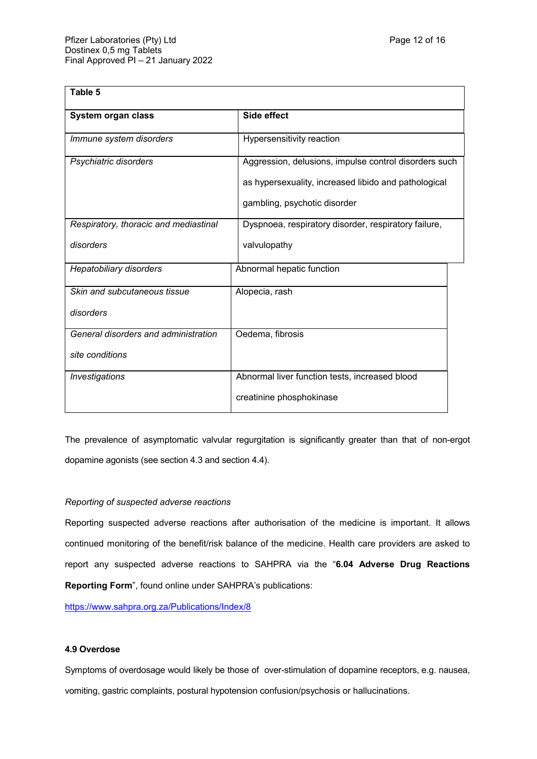| Table 5 | |
|---|---|
| **System organ class** | **Side effect** |
| *Immune system disorders* | Hypersensitivity reaction |
| *Psychiatric disorders* | Aggression, delusions, impulse control disorders such as hypersexuality, increased libido and pathological gambling, psychotic disorder |
| *Respiratory, thoracic and mediastinal disorders* | Dyspnoea, respiratory disorder, respiratory failure, valvulopathy |
| *Hepatobiliary disorders* | Abnormal hepatic function |
| *Skin and subcutaneous tissue disorders* | Alopecia, rash |
| *General disorders and administration site conditions* | Oedema, fibrosis |
| *Investigations* | Abnormal liver function tests, increased blood creatinine phosphokinase |

The prevalence of asymptomatic valvular regurgitation is significantly greater than that of non-ergot dopamine agonists (see section 4.3 and section 4.4).

*Reporting of suspected adverse reactions*

Reporting suspected adverse reactions after authorisation of the medicine is important. It allows continued monitoring of the benefit/risk balance of the medicine. Health care providers are asked to report any suspected adverse reactions to SAHPRA via the "**6.04 Adverse Drug Reactions Reporting Form**", found online under SAHPRA's publications:

https://www.sahpra.org.za/Publications/Index/8

**4.9 Overdose**

Symptoms of overdosage would likely be those of over-stimulation of dopamine receptors, e.g. nausea, vomiting, gastric complaints, postural hypotension confusion/psychosis or hallucinations.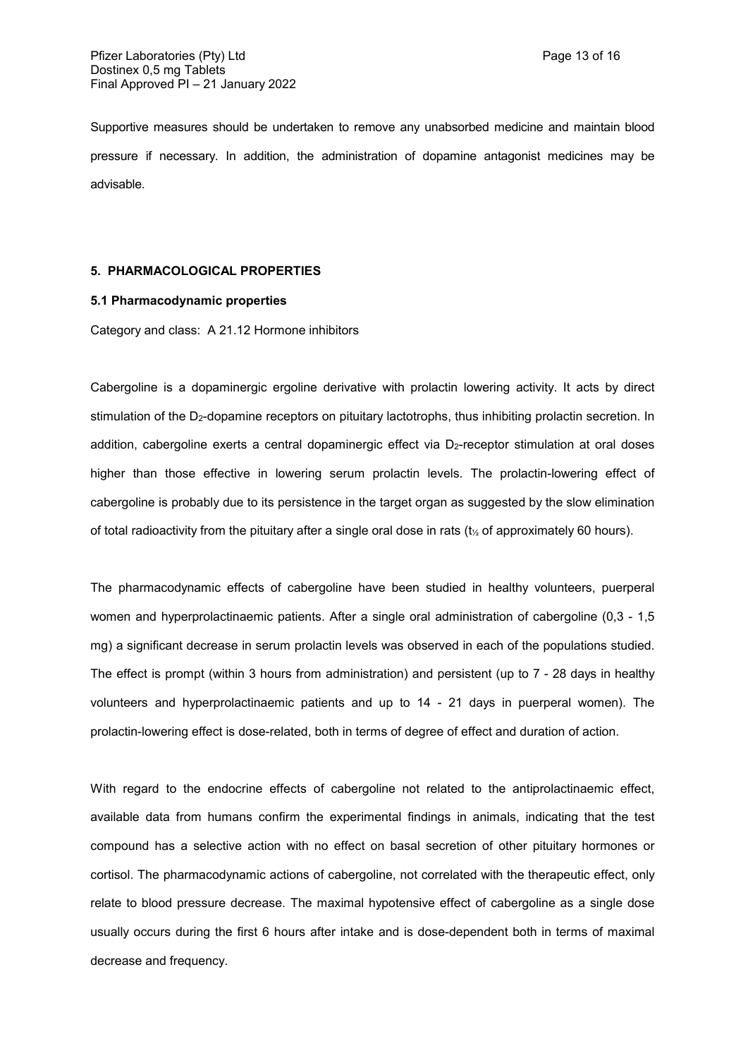Supportive measures should be undertaken to remove any unabsorbed medicine and maintain blood pressure if necessary. In addition, the administration of dopamine antagonist medicines may be advisable.

## 5. PHARMACOLOGICAL PROPERTIES

### 5.1 Pharmacodynamic properties

Category and class: A 21.12 Hormone inhibitors

Cabergoline is a dopaminergic ergoline derivative with prolactin lowering activity. It acts by direct stimulation of the $D_2$-dopamine receptors on pituitary lactotrophs, thus inhibiting prolactin secretion. In addition, cabergoline exerts a central dopaminergic effect via $D_2$-receptor stimulation at oral doses higher than those effective in lowering serum prolactin levels. The prolactin-lowering effect of cabergoline is probably due to its persistence in the target organ as suggested by the slow elimination of total radioactivity from the pituitary after a single oral dose in rats ($t_{½}$ of approximately 60 hours).

The pharmacodynamic effects of cabergoline have been studied in healthy volunteers, puerperal women and hyperprolactinaemic patients. After a single oral administration of cabergoline (0,3 - 1,5 mg) a significant decrease in serum prolactin levels was observed in each of the populations studied. The effect is prompt (within 3 hours from administration) and persistent (up to 7 - 28 days in healthy volunteers and hyperprolactinaemic patients and up to 14 - 21 days in puerperal women). The prolactin-lowering effect is dose-related, both in terms of degree of effect and duration of action.

With regard to the endocrine effects of cabergoline not related to the antiprolactinaemic effect, available data from humans confirm the experimental findings in animals, indicating that the test compound has a selective action with no effect on basal secretion of other pituitary hormones or cortisol. The pharmacodynamic actions of cabergoline, not correlated with the therapeutic effect, only relate to blood pressure decrease. The maximal hypotensive effect of cabergoline as a single dose usually occurs during the first 6 hours after intake and is dose-dependent both in terms of maximal decrease and frequency.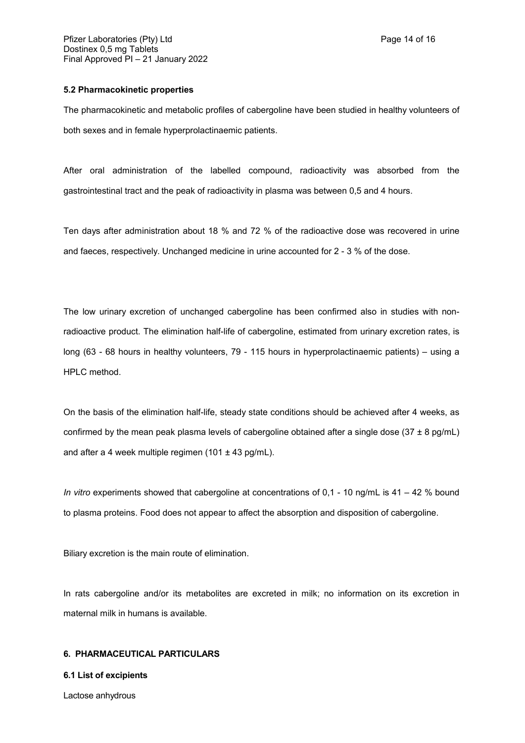### 5.2 Pharmacokinetic properties

The pharmacokinetic and metabolic profiles of cabergoline have been studied in healthy volunteers of both sexes and in female hyperprolactinaemic patients.

After oral administration of the labelled compound, radioactivity was absorbed from the gastrointestinal tract and the peak of radioactivity in plasma was between 0,5 and 4 hours.

Ten days after administration about 18 % and 72 % of the radioactive dose was recovered in urine and faeces, respectively. Unchanged medicine in urine accounted for 2 - 3 % of the dose.

The low urinary excretion of unchanged cabergoline has been confirmed also in studies with non-radioactive product. The elimination half-life of cabergoline, estimated from urinary excretion rates, is long (63 - 68 hours in healthy volunteers, 79 - 115 hours in hyperprolactinaemic patients) – using a HPLC method.

On the basis of the elimination half-life, steady state conditions should be achieved after 4 weeks, as confirmed by the mean peak plasma levels of cabergoline obtained after a single dose (37 ± 8 pg/mL) and after a 4 week multiple regimen (101 ± 43 pg/mL).

*In vitro* experiments showed that cabergoline at concentrations of 0,1 - 10 ng/mL is 41 – 42 % bound to plasma proteins. Food does not appear to affect the absorption and disposition of cabergoline.

Biliary excretion is the main route of elimination.

In rats cabergoline and/or its metabolites are excreted in milk; no information on its excretion in maternal milk in humans is available.

## 6. PHARMACEUTICAL PARTICULARS

### 6.1 List of excipients

Lactose anhydrous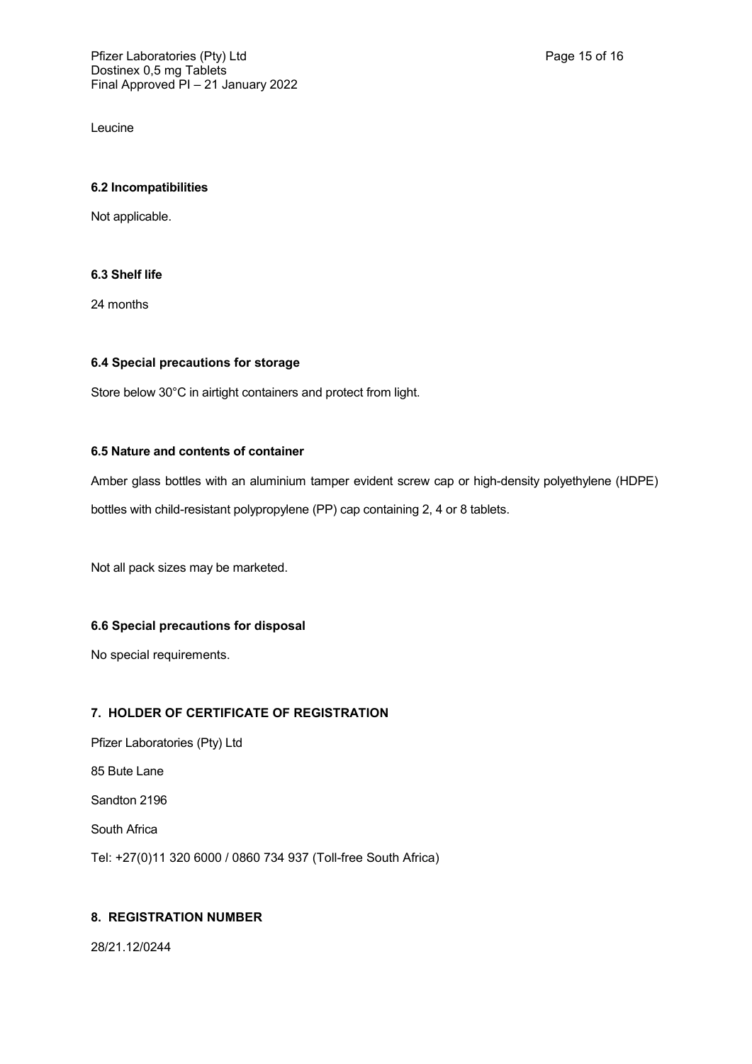Leucine

### 6.2 Incompatibilities

Not applicable.

### 6.3 Shelf life

24 months

### 6.4 Special precautions for storage

Store below 30°C in airtight containers and protect from light.

### 6.5 Nature and contents of container

Amber glass bottles with an aluminium tamper evident screw cap or high-density polyethylene (HDPE) bottles with child-resistant polypropylene (PP) cap containing 2, 4 or 8 tablets.

Not all pack sizes may be marketed.

### 6.6 Special precautions for disposal

No special requirements.

## 7. HOLDER OF CERTIFICATE OF REGISTRATION

Pfizer Laboratories (Pty) Ltd

85 Bute Lane

Sandton 2196

South Africa

Tel: +27(0)11 320 6000 / 0860 734 937 (Toll-free South Africa)

## 8. REGISTRATION NUMBER

28/21.12/0244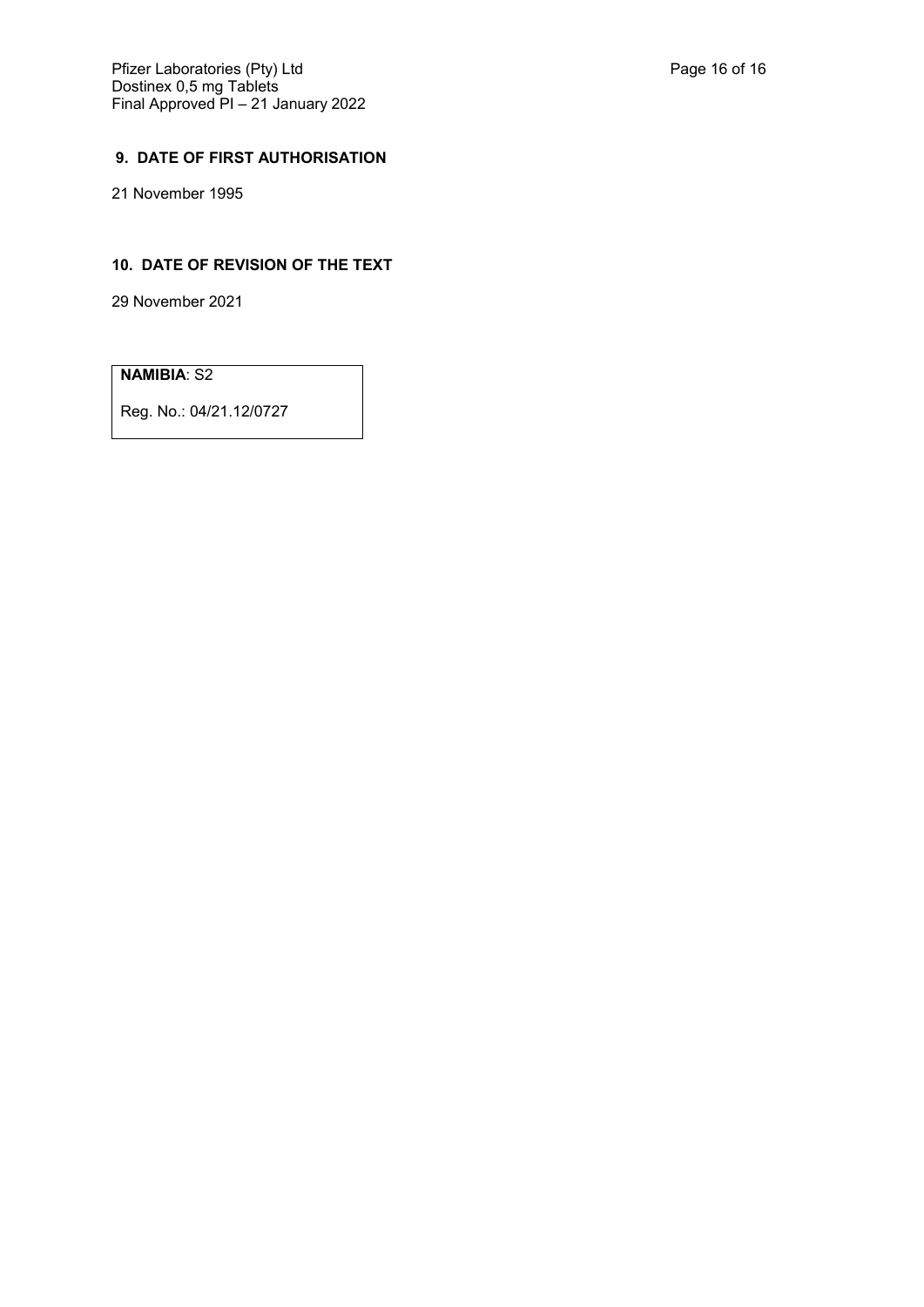## 9. DATE OF FIRST AUTHORISATION

21 November 1995

## 10. DATE OF REVISION OF THE TEXT

29 November 2021

**NAMIBIA**: S2

Reg. No.: 04/21.12/0727